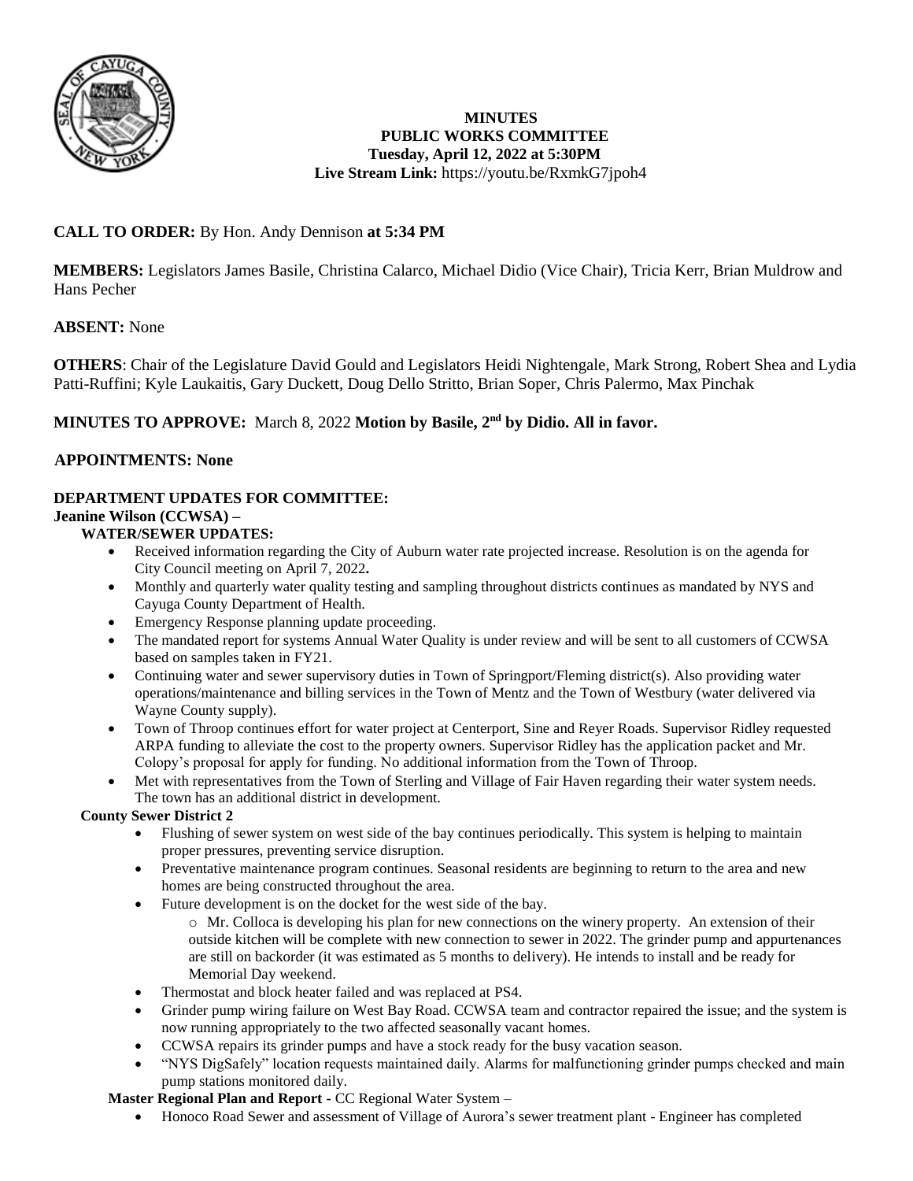# MINUTES
## PUBLIC WORKS COMMITTEE
**Tuesday, April 12, 2022 at 5:30PM**
**Live Stream Link:** https://youtu.be/RxmkG7jpoh4

**CALL TO ORDER:** By Hon. Andy Dennison **at 5:34 PM**

**MEMBERS:** Legislators James Basile, Christina Calarco, Michael Didio (Vice Chair), Tricia Kerr, Brian Muldrow and Hans Pecher

**ABSENT:** None

**OTHERS**: Chair of the Legislature David Gould and Legislators Heidi Nightengale, Mark Strong, Robert Shea and Lydia Patti-Ruffini; Kyle Laukaitis, Gary Duckett, Doug Dello Stritto, Brian Soper, Chris Palermo, Max Pinchak

**MINUTES TO APPROVE:** March 8, 2022 **Motion by Basile, 2nd by Didio. All in favor.**

**APPOINTMENTS: None**

**DEPARTMENT UPDATES FOR COMMITTEE:**

**Jeanine Wilson (CCWSA) –**

**WATER/SEWER UPDATES:**

- Received information regarding the City of Auburn water rate projected increase. Resolution is on the agenda for City Council meeting on April 7, 2022**.**
- Monthly and quarterly water quality testing and sampling throughout districts continues as mandated by NYS and Cayuga County Department of Health.
- Emergency Response planning update proceeding.
- The mandated report for systems Annual Water Quality is under review and will be sent to all customers of CCWSA based on samples taken in FY21.
- Continuing water and sewer supervisory duties in Town of Springport/Fleming district(s). Also providing water operations/maintenance and billing services in the Town of Mentz and the Town of Westbury (water delivered via Wayne County supply).
- Town of Throop continues effort for water project at Centerport, Sine and Reyer Roads. Supervisor Ridley requested ARPA funding to alleviate the cost to the property owners. Supervisor Ridley has the application packet and Mr. Colopy's proposal for apply for funding. No additional information from the Town of Throop.
- Met with representatives from the Town of Sterling and Village of Fair Haven regarding their water system needs. The town has an additional district in development.

**County Sewer District 2**

- Flushing of sewer system on west side of the bay continues periodically. This system is helping to maintain proper pressures, preventing service disruption.
- Preventative maintenance program continues. Seasonal residents are beginning to return to the area and new homes are being constructed throughout the area.
- Future development is on the docket for the west side of the bay.
  - Mr. Colloca is developing his plan for new connections on the winery property. An extension of their outside kitchen will be complete with new connection to sewer in 2022. The grinder pump and appurtenances are still on backorder (it was estimated as 5 months to delivery). He intends to install and be ready for Memorial Day weekend.
- Thermostat and block heater failed and was replaced at PS4.
- Grinder pump wiring failure on West Bay Road. CCWSA team and contractor repaired the issue; and the system is now running appropriately to the two affected seasonally vacant homes.
- CCWSA repairs its grinder pumps and have a stock ready for the busy vacation season.
- "NYS DigSafely" location requests maintained daily. Alarms for malfunctioning grinder pumps checked and main pump stations monitored daily.

**Master Regional Plan and Report -** CC Regional Water System –

- Honoco Road Sewer and assessment of Village of Aurora's sewer treatment plant - Engineer has completed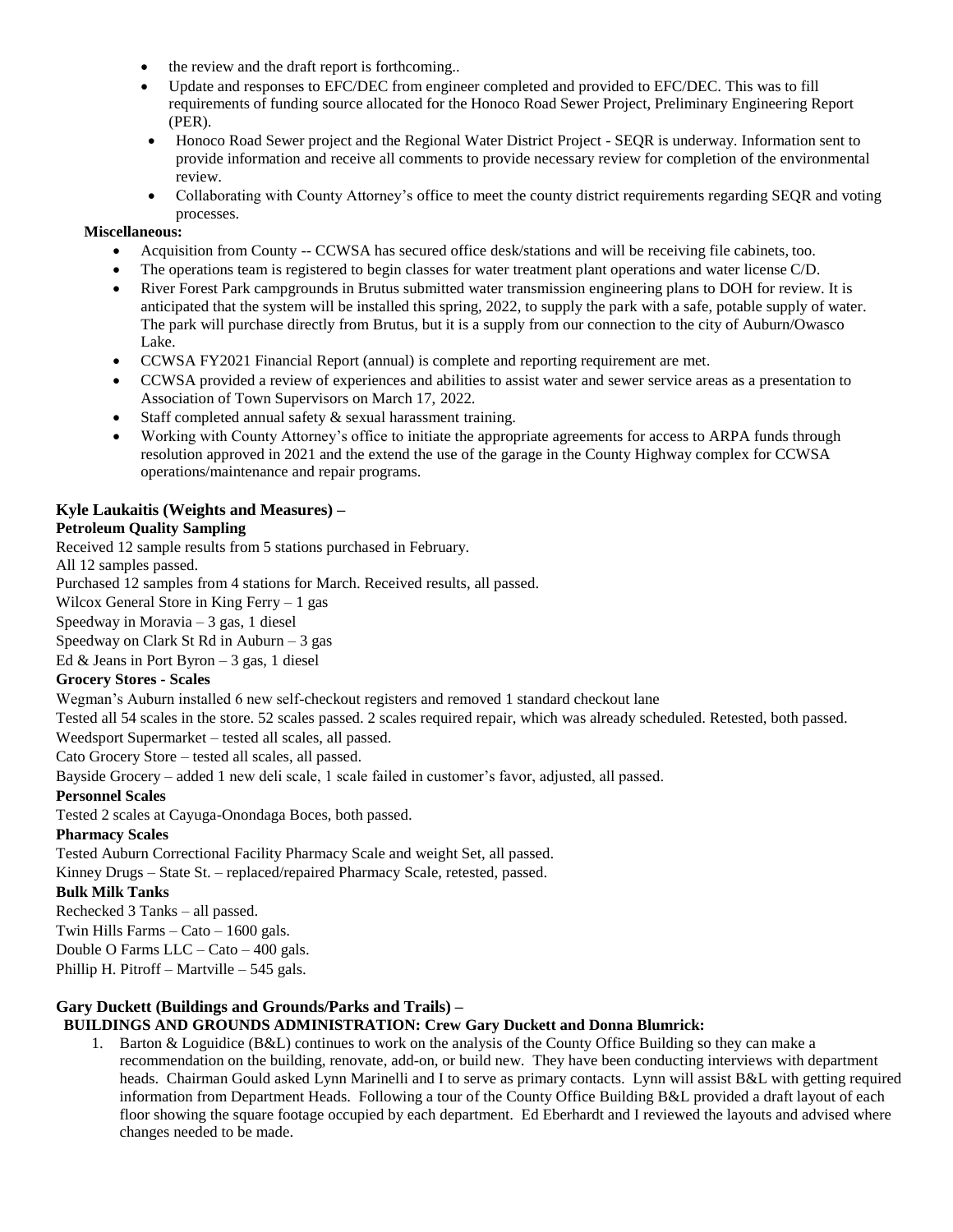- the review and the draft report is forthcoming..
- Update and responses to EFC/DEC from engineer completed and provided to EFC/DEC. This was to fill requirements of funding source allocated for the Honoco Road Sewer Project, Preliminary Engineering Report (PER).
- Honoco Road Sewer project and the Regional Water District Project - SEQR is underway. Information sent to provide information and receive all comments to provide necessary review for completion of the environmental review.
- Collaborating with County Attorney's office to meet the county district requirements regarding SEQR and voting processes.

**Miscellaneous:**

- Acquisition from County -- CCWSA has secured office desk/stations and will be receiving file cabinets, too.
- The operations team is registered to begin classes for water treatment plant operations and water license C/D.
- River Forest Park campgrounds in Brutus submitted water transmission engineering plans to DOH for review. It is anticipated that the system will be installed this spring, 2022, to supply the park with a safe, potable supply of water. The park will purchase directly from Brutus, but it is a supply from our connection to the city of Auburn/Owasco Lake.
- CCWSA FY2021 Financial Report (annual) is complete and reporting requirement are met.
- CCWSA provided a review of experiences and abilities to assist water and sewer service areas as a presentation to Association of Town Supervisors on March 17, 2022.
- Staff completed annual safety & sexual harassment training.
- Working with County Attorney's office to initiate the appropriate agreements for access to ARPA funds through resolution approved in 2021 and the extend the use of the garage in the County Highway complex for CCWSA operations/maintenance and repair programs.

**Kyle Laukaitis (Weights and Measures) –**

**Petroleum Quality Sampling**

Received 12 sample results from 5 stations purchased in February.
All 12 samples passed.
Purchased 12 samples from 4 stations for March. Received results, all passed.
Wilcox General Store in King Ferry – 1 gas
Speedway in Moravia – 3 gas, 1 diesel
Speedway on Clark St Rd in Auburn – 3 gas
Ed & Jeans in Port Byron – 3 gas, 1 diesel

**Grocery Stores - Scales**

Wegman's Auburn installed 6 new self-checkout registers and removed 1 standard checkout lane
Tested all 54 scales in the store. 52 scales passed. 2 scales required repair, which was already scheduled. Retested, both passed.
Weedsport Supermarket – tested all scales, all passed.
Cato Grocery Store – tested all scales, all passed.
Bayside Grocery – added 1 new deli scale, 1 scale failed in customer's favor, adjusted, all passed.

**Personnel Scales**

Tested 2 scales at Cayuga-Onondaga Boces, both passed.

**Pharmacy Scales**

Tested Auburn Correctional Facility Pharmacy Scale and weight Set, all passed.
Kinney Drugs – State St. – replaced/repaired Pharmacy Scale, retested, passed.

**Bulk Milk Tanks**

Rechecked 3 Tanks – all passed.
Twin Hills Farms – Cato – 1600 gals.
Double O Farms LLC – Cato – 400 gals.
Phillip H. Pitroff – Martville – 545 gals.

**Gary Duckett (Buildings and Grounds/Parks and Trails) –**

**BUILDINGS AND GROUNDS ADMINISTRATION: Crew Gary Duckett and Donna Blumrick:**

1. Barton & Loguidice (B&L) continues to work on the analysis of the County Office Building so they can make a recommendation on the building, renovate, add-on, or build new. They have been conducting interviews with department heads. Chairman Gould asked Lynn Marinelli and I to serve as primary contacts. Lynn will assist B&L with getting required information from Department Heads. Following a tour of the County Office Building B&L provided a draft layout of each floor showing the square footage occupied by each department. Ed Eberhardt and I reviewed the layouts and advised where changes needed to be made.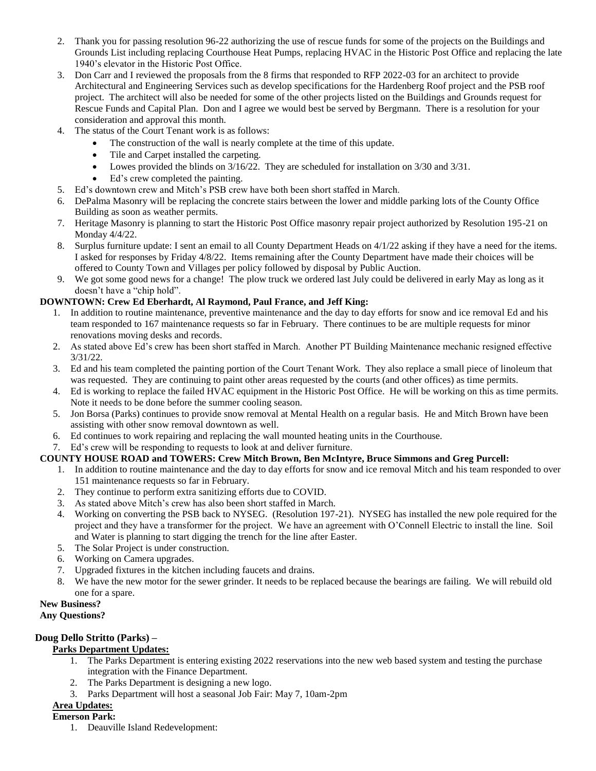2. Thank you for passing resolution 96-22 authorizing the use of rescue funds for some of the projects on the Buildings and Grounds List including replacing Courthouse Heat Pumps, replacing HVAC in the Historic Post Office and replacing the late 1940's elevator in the Historic Post Office.
3. Don Carr and I reviewed the proposals from the 8 firms that responded to RFP 2022-03 for an architect to provide Architectural and Engineering Services such as develop specifications for the Hardenberg Roof project and the PSB roof project. The architect will also be needed for some of the other projects listed on the Buildings and Grounds request for Rescue Funds and Capital Plan. Don and I agree we would best be served by Bergmann. There is a resolution for your consideration and approval this month.
4. The status of the Court Tenant work is as follows:
   - The construction of the wall is nearly complete at the time of this update.
   - Tile and Carpet installed the carpeting.
   - Lowes provided the blinds on 3/16/22. They are scheduled for installation on 3/30 and 3/31.
   - Ed's crew completed the painting.
5. Ed's downtown crew and Mitch's PSB crew have both been short staffed in March.
6. DePalma Masonry will be replacing the concrete stairs between the lower and middle parking lots of the County Office Building as soon as weather permits.
7. Heritage Masonry is planning to start the Historic Post Office masonry repair project authorized by Resolution 195-21 on Monday 4/4/22.
8. Surplus furniture update: I sent an email to all County Department Heads on 4/1/22 asking if they have a need for the items. I asked for responses by Friday 4/8/22. Items remaining after the County Department have made their choices will be offered to County Town and Villages per policy followed by disposal by Public Auction.
9. We got some good news for a change! The plow truck we ordered last July could be delivered in early May as long as it doesn't have a "chip hold".

**DOWNTOWN: Crew Ed Eberhardt, Al Raymond, Paul France, and Jeff King:**

1. In addition to routine maintenance, preventive maintenance and the day to day efforts for snow and ice removal Ed and his team responded to 167 maintenance requests so far in February. There continues to be are multiple requests for minor renovations moving desks and records.
2. As stated above Ed's crew has been short staffed in March. Another PT Building Maintenance mechanic resigned effective 3/31/22.
3. Ed and his team completed the painting portion of the Court Tenant Work. They also replace a small piece of linoleum that was requested. They are continuing to paint other areas requested by the courts (and other offices) as time permits.
4. Ed is working to replace the failed HVAC equipment in the Historic Post Office. He will be working on this as time permits. Note it needs to be done before the summer cooling season.
5. Jon Borsa (Parks) continues to provide snow removal at Mental Health on a regular basis. He and Mitch Brown have been assisting with other snow removal downtown as well.
6. Ed continues to work repairing and replacing the wall mounted heating units in the Courthouse.
7. Ed's crew will be responding to requests to look at and deliver furniture.

**COUNTY HOUSE ROAD and TOWERS: Crew Mitch Brown, Ben McIntyre, Bruce Simmons and Greg Purcell:**

1. In addition to routine maintenance and the day to day efforts for snow and ice removal Mitch and his team responded to over 151 maintenance requests so far in February.
2. They continue to perform extra sanitizing efforts due to COVID.
3. As stated above Mitch's crew has also been short staffed in March.
4. Working on converting the PSB back to NYSEG. (Resolution 197-21). NYSEG has installed the new pole required for the project and they have a transformer for the project. We have an agreement with O'Connell Electric to install the line. Soil and Water is planning to start digging the trench for the line after Easter.
5. The Solar Project is under construction.
6. Working on Camera upgrades.
7. Upgraded fixtures in the kitchen including faucets and drains.
8. We have the new motor for the sewer grinder. It needs to be replaced because the bearings are failing. We will rebuild old one for a spare.

**New Business?**

**Any Questions?**

**Doug Dello Stritto (Parks) –**

**Parks Department Updates:**

1. The Parks Department is entering existing 2022 reservations into the new web based system and testing the purchase integration with the Finance Department.
2. The Parks Department is designing a new logo.
3. Parks Department will host a seasonal Job Fair: May 7, 10am-2pm

**Area Updates:**

**Emerson Park:**

1. Deauville Island Redevelopment: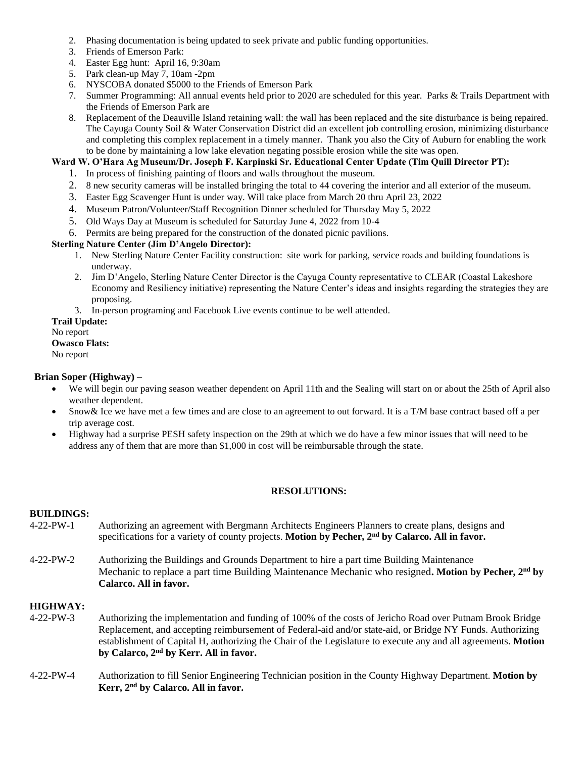2. Phasing documentation is being updated to seek private and public funding opportunities.
3. Friends of Emerson Park:
4. Easter Egg hunt: April 16, 9:30am
5. Park clean-up May 7, 10am -2pm
6. NYSCOBA donated $5000 to the Friends of Emerson Park
7. Summer Programming: All annual events held prior to 2020 are scheduled for this year. Parks & Trails Department with the Friends of Emerson Park are
8. Replacement of the Deauville Island retaining wall: the wall has been replaced and the site disturbance is being repaired. The Cayuga County Soil & Water Conservation District did an excellent job controlling erosion, minimizing disturbance and completing this complex replacement in a timely manner. Thank you also the City of Auburn for enabling the work to be done by maintaining a low lake elevation negating possible erosion while the site was open.

**Ward W. O'Hara Ag Museum/Dr. Joseph F. Karpinski Sr. Educational Center Update (Tim Quill Director PT):**

1. In process of finishing painting of floors and walls throughout the museum.
2. 8 new security cameras will be installed bringing the total to 44 covering the interior and all exterior of the museum.
3. Easter Egg Scavenger Hunt is under way. Will take place from March 20 thru April 23, 2022
4. Museum Patron/Volunteer/Staff Recognition Dinner scheduled for Thursday May 5, 2022
5. Old Ways Day at Museum is scheduled for Saturday June 4, 2022 from 10-4
6. Permits are being prepared for the construction of the donated picnic pavilions.

**Sterling Nature Center (Jim D'Angelo Director):**

1. New Sterling Nature Center Facility construction: site work for parking, service roads and building foundations is underway.
2. Jim D'Angelo, Sterling Nature Center Director is the Cayuga County representative to CLEAR (Coastal Lakeshore Economy and Resiliency initiative) representing the Nature Center's ideas and insights regarding the strategies they are proposing.
3. In-person programing and Facebook Live events continue to be well attended.

**Trail Update:**
No report

**Owasco Flats:**
No report

**Brian Soper (Highway) –**

- We will begin our paving season weather dependent on April 11th and the Sealing will start on or about the 25th of April also weather dependent.
- Snow& Ice we have met a few times and are close to an agreement to out forward. It is a T/M base contract based off a per trip average cost.
- Highway had a surprise PESH safety inspection on the 29th at which we do have a few minor issues that will need to be address any of them that are more than $1,000 in cost will be reimbursable through the state.

**RESOLUTIONS:**

**BUILDINGS:**

4-22-PW-1 Authorizing an agreement with Bergmann Architects Engineers Planners to create plans, designs and specifications for a variety of county projects. **Motion by Pecher, 2nd by Calarco. All in favor.**

4-22-PW-2 Authorizing the Buildings and Grounds Department to hire a part time Building Maintenance Mechanic to replace a part time Building Maintenance Mechanic who resigned**. Motion by Pecher, 2nd by Calarco. All in favor.**

**HIGHWAY:**

4-22-PW-3 Authorizing the implementation and funding of 100% of the costs of Jericho Road over Putnam Brook Bridge Replacement, and accepting reimbursement of Federal-aid and/or state-aid, or Bridge NY Funds. Authorizing establishment of Capital H, authorizing the Chair of the Legislature to execute any and all agreements. **Motion by Calarco, 2nd by Kerr. All in favor.**

4-22-PW-4 Authorization to fill Senior Engineering Technician position in the County Highway Department. **Motion by Kerr, 2nd by Calarco. All in favor.**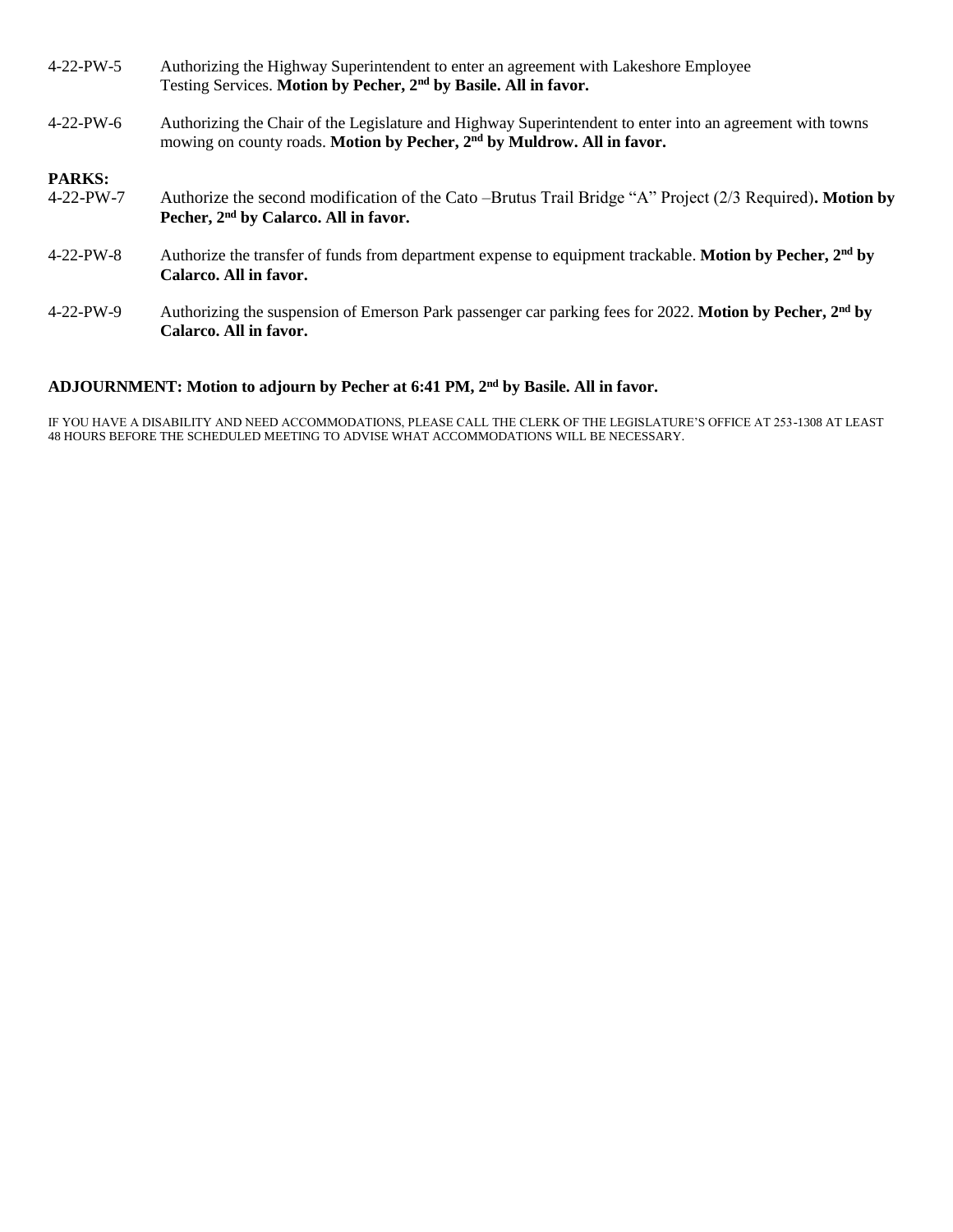4-22-PW-5 Authorizing the Highway Superintendent to enter an agreement with Lakeshore Employee Testing Services. **Motion by Pecher, 2nd by Basile. All in favor.**

4-22-PW-6 Authorizing the Chair of the Legislature and Highway Superintendent to enter into an agreement with towns mowing on county roads. **Motion by Pecher, 2nd by Muldrow. All in favor.**

**PARKS:**

4-22-PW-7 Authorize the second modification of the Cato –Brutus Trail Bridge "A" Project (2/3 Required)**. Motion by Pecher, 2nd by Calarco. All in favor.**

4-22-PW-8 Authorize the transfer of funds from department expense to equipment trackable. **Motion by Pecher, 2nd by Calarco. All in favor.**

4-22-PW-9 Authorizing the suspension of Emerson Park passenger car parking fees for 2022. **Motion by Pecher, 2nd by Calarco. All in favor.**

**ADJOURNMENT: Motion to adjourn by Pecher at 6:41 PM, 2nd by Basile. All in favor.**

IF YOU HAVE A DISABILITY AND NEED ACCOMMODATIONS, PLEASE CALL THE CLERK OF THE LEGISLATURE'S OFFICE AT 253-1308 AT LEAST 48 HOURS BEFORE THE SCHEDULED MEETING TO ADVISE WHAT ACCOMMODATIONS WILL BE NECESSARY.